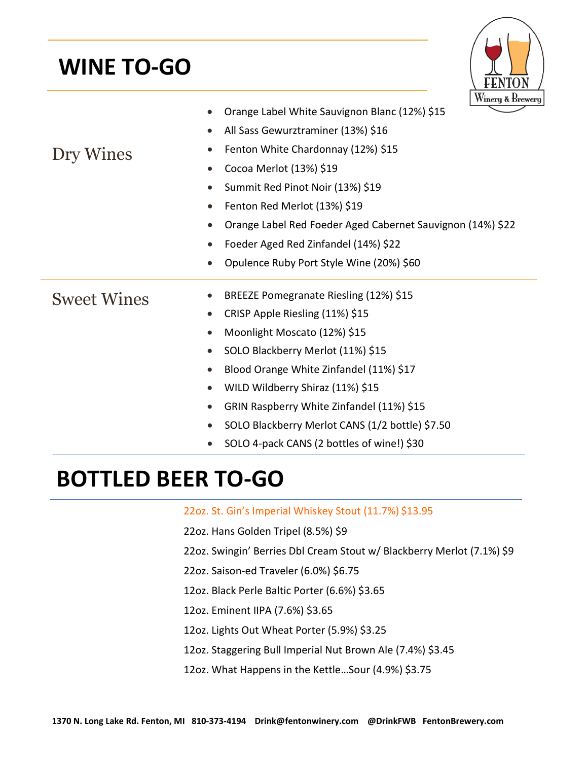# WINE TO-GO

## Dry Wines

- Orange Label White Sauvignon Blanc (12%) $15
- All Sass Gewurztraminer (13%) $16
- Fenton White Chardonnay (12%) $15
- Cocoa Merlot (13%) $19
- Summit Red Pinot Noir (13%) $19
- Fenton Red Merlot (13%) $19
- Orange Label Red Foeder Aged Cabernet Sauvignon (14%) $22
- Foeder Aged Red Zinfandel (14%) $22
- Opulence Ruby Port Style Wine (20%) $60

## Sweet Wines

- BREEZE Pomegranate Riesling (12%) $15
- CRISP Apple Riesling (11%) $15
- Moonlight Moscato (12%) $15
- SOLO Blackberry Merlot (11%) $15
- Blood Orange White Zinfandel (11%) $17
- WILD Wildberry Shiraz (11%) $15
- GRIN Raspberry White Zinfandel (11%) $15
- SOLO Blackberry Merlot CANS (1/2 bottle) $7.50
- SOLO 4-pack CANS (2 bottles of wine!) $30

# BOTTLED BEER TO-GO

22oz. St. Gin's Imperial Whiskey Stout (11.7%) $13.95

22oz. Hans Golden Tripel (8.5%) $9

22oz. Swingin' Berries Dbl Cream Stout w/ Blackberry Merlot (7.1%) $9

22oz. Saison-ed Traveler (6.0%) $6.75

12oz. Black Perle Baltic Porter (6.6%) $3.65

12oz. Eminent IIPA (7.6%) $3.65

12oz. Lights Out Wheat Porter (5.9%) $3.25

12oz. Staggering Bull Imperial Nut Brown Ale (7.4%) $3.45

12oz. What Happens in the Kettle…Sour (4.9%) $3.75

**1370 N. Long Lake Rd. Fenton, MI 810-373-4194 Drink@fentonwinery.com @DrinkFWB FentonBrewery.com**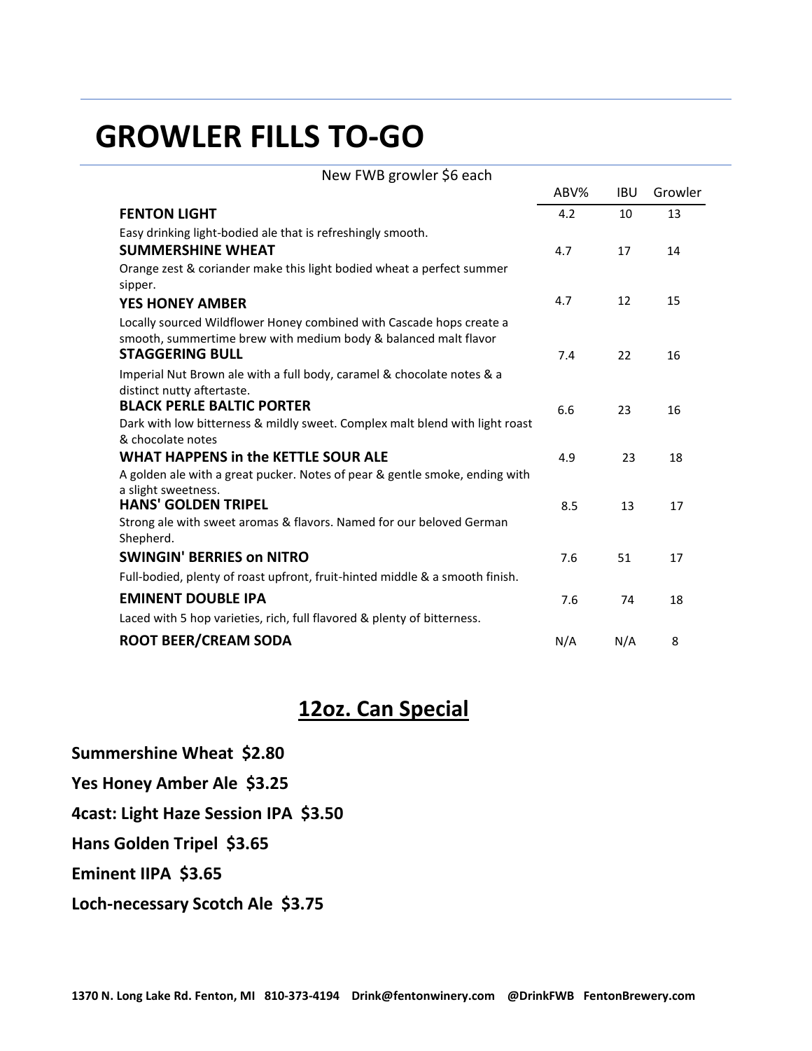# GROWLER FILLS TO-GO

New FWB growler $6 each

| | ABV% | IBU | Growler |
|---|---|---|---|
| **FENTON LIGHT**<br>Easy drinking light-bodied ale that is refreshingly smooth. | 4.2 | 10 | 13 |
| **SUMMERSHINE WHEAT**<br>Orange zest & coriander make this light bodied wheat a perfect summer sipper. | 4.7 | 17 | 14 |
| **YES HONEY AMBER**<br>Locally sourced Wildflower Honey combined with Cascade hops create a smooth, summertime brew with medium body & balanced malt flavor | 4.7 | 12 | 15 |
| **STAGGERING BULL**<br>Imperial Nut Brown ale with a full body, caramel & chocolate notes & a distinct nutty aftertaste. | 7.4 | 22 | 16 |
| **BLACK PERLE BALTIC PORTER**<br>Dark with low bitterness & mildly sweet. Complex malt blend with light roast & chocolate notes | 6.6 | 23 | 16 |
| **WHAT HAPPENS in the KETTLE SOUR ALE**<br>A golden ale with a great pucker. Notes of pear & gentle smoke, ending with a slight sweetness. | 4.9 | 23 | 18 |
| **HANS' GOLDEN TRIPEL**<br>Strong ale with sweet aromas & flavors. Named for our beloved German Shepherd. | 8.5 | 13 | 17 |
| **SWINGIN' BERRIES on NITRO**<br>Full-bodied, plenty of roast upfront, fruit-hinted middle & a smooth finish. | 7.6 | 51 | 17 |
| **EMINENT DOUBLE IPA**<br>Laced with 5 hop varieties, rich, full flavored & plenty of bitterness. | 7.6 | 74 | 18 |
| **ROOT BEER/CREAM SODA** | N/A | N/A | 8 |

## 12oz. Can Special

**Summershine Wheat $2.80**

**Yes Honey Amber Ale $3.25**

**4cast: Light Haze Session IPA $3.50**

**Hans Golden Tripel $3.65**

**Eminent IIPA $3.65**

**Loch-necessary Scotch Ale $3.75**

1370 N. Long Lake Rd. Fenton, MI 810-373-4194 Drink@fentonwinery.com @DrinkFWB FentonBrewery.com